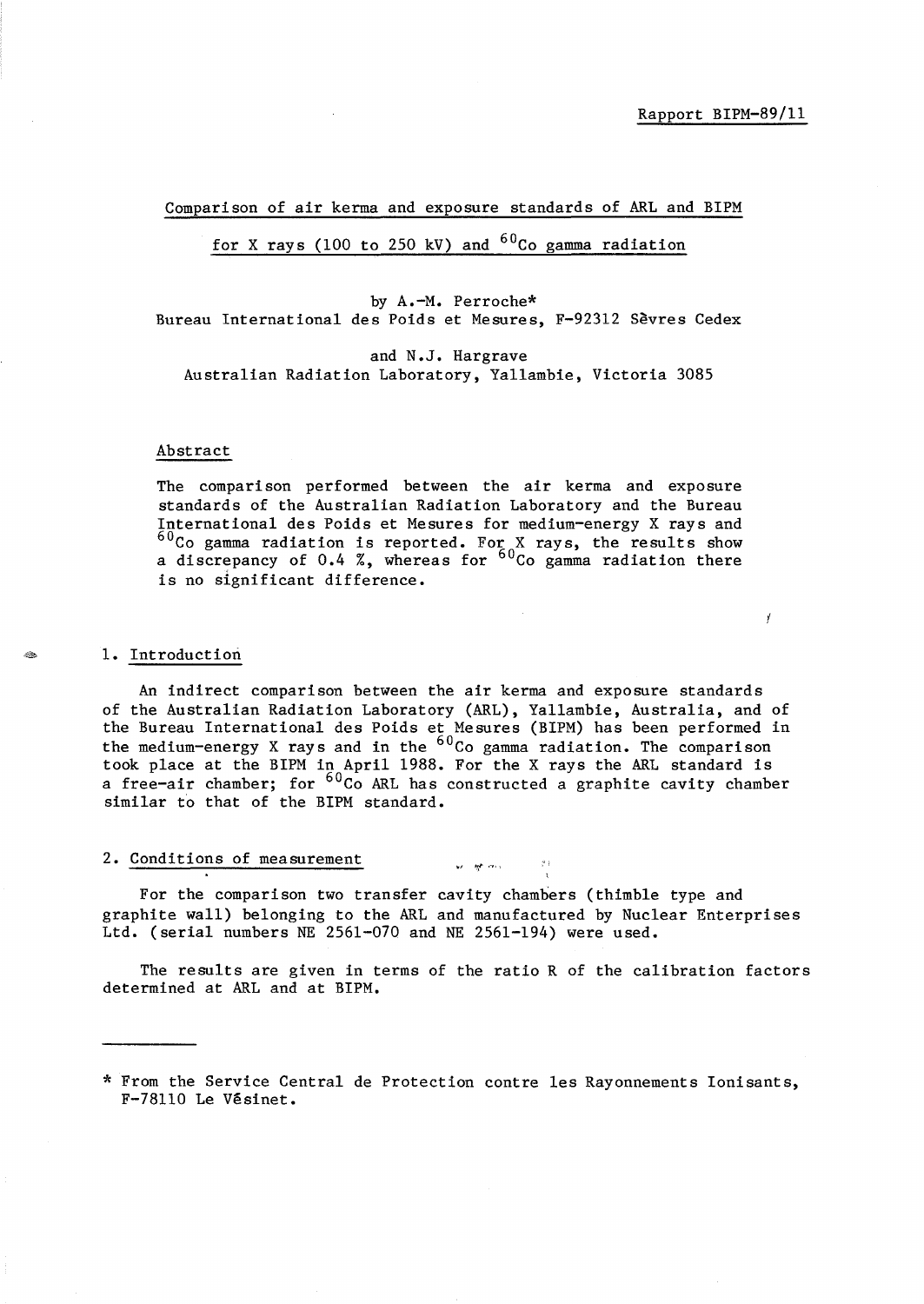Rapport BIPM-89/11

# Comparison of air kerma and exposure standards of ARL and BIPM for X rays (100 to 250 kV) and $^{60}Co$ gamma radiation

by A.-M. Perroche*
Bureau International des Poids et Mesures, F-92312 Sèvres Cedex

and N.J. Hargrave
Australian Radiation Laboratory, Yallambie, Victoria 3085

## Abstract

The comparison performed between the air kerma and exposure standards of the Australian Radiation Laboratory and the Bureau International des Poids et Mesures for medium-energy X rays and $^{60}Co$ gamma radiation is reported. For X rays, the results show a discrepancy of 0.4 %, whereas for $^{60}Co$ gamma radiation there is no significant difference.

## 1. Introduction

An indirect comparison between the air kerma and exposure standards of the Australian Radiation Laboratory (ARL), Yallambie, Australia, and of the Bureau International des Poids et Mesures (BIPM) has been performed in the medium-energy X rays and in the $^{60}Co$ gamma radiation. The comparison took place at the BIPM in April 1988. For the X rays the ARL standard is a free-air chamber; for $^{60}Co$ ARL has constructed a graphite cavity chamber similar to that of the BIPM standard.

## 2. Conditions of measurement

For the comparison two transfer cavity chambers (thimble type and graphite wall) belonging to the ARL and manufactured by Nuclear Enterprises Ltd. (serial numbers NE 2561-070 and NE 2561-194) were used.

The results are given in terms of the ratio R of the calibration factors determined at ARL and at BIPM.

---

\* From the Service Central de Protection contre les Rayonnements Ionisants, F-78110 Le Vésinet.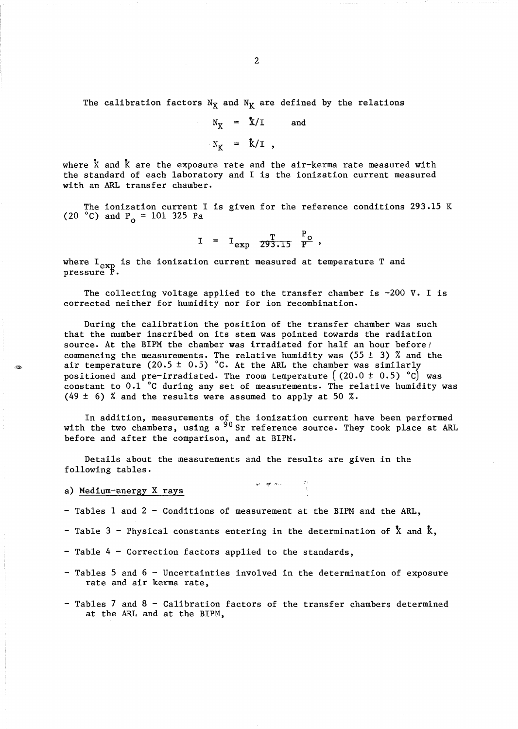The calibration factors $N_X$ and $N_K$ are defined by the relations

$$N_X = \dot{X}/I \quad \text{and}$$

$$N_K = \dot{K}/I ,$$

where $\dot{X}$ and $\dot{K}$ are the exposure rate and the air-kerma rate measured with the standard of each laboratory and I is the ionization current measured with an ARL transfer chamber.

The ionization current I is given for the reference conditions 293.15 K (20 °C) and $P_o$ = 101 325 Pa

$$I = I_{exp} \frac{T}{293.15} \frac{P_o}{P} ,$$

where $I_{exp}$ is the ionization current measured at temperature T and pressure P.

The collecting voltage applied to the transfer chamber is −200 V. I is corrected neither for humidity nor for ion recombination.

During the calibration the position of the transfer chamber was such that the number inscribed on its stem was pointed towards the radiation source. At the BIPM the chamber was irradiated for half an hour before commencing the measurements. The relative humidity was (55 ± 3) % and the air temperature (20.5 ± 0.5) °C. At the ARL the chamber was similarly positioned and pre-irradiated. The room temperature ((20.0 ± 0.5) °C) was constant to 0.1 °C during any set of measurements. The relative humidity was (49 ± 6) % and the results were assumed to apply at 50 %.

In addition, measurements of the ionization current have been performed with the two chambers, using a $^{90}Sr$ reference source. They took place at ARL before and after the comparison, and at BIPM.

Details about the measurements and the results are given in the following tables.

a) Medium-energy X rays

- Tables 1 and 2 – Conditions of measurement at the BIPM and the ARL,
- Table 3 – Physical constants entering in the determination of $\dot{X}$ and $\dot{K}$,
- Table 4 – Correction factors applied to the standards,
- Tables 5 and 6 – Uncertainties involved in the determination of exposure rate and air kerma rate,
- Tables 7 and 8 – Calibration factors of the transfer chambers determined at the ARL and at the BIPM,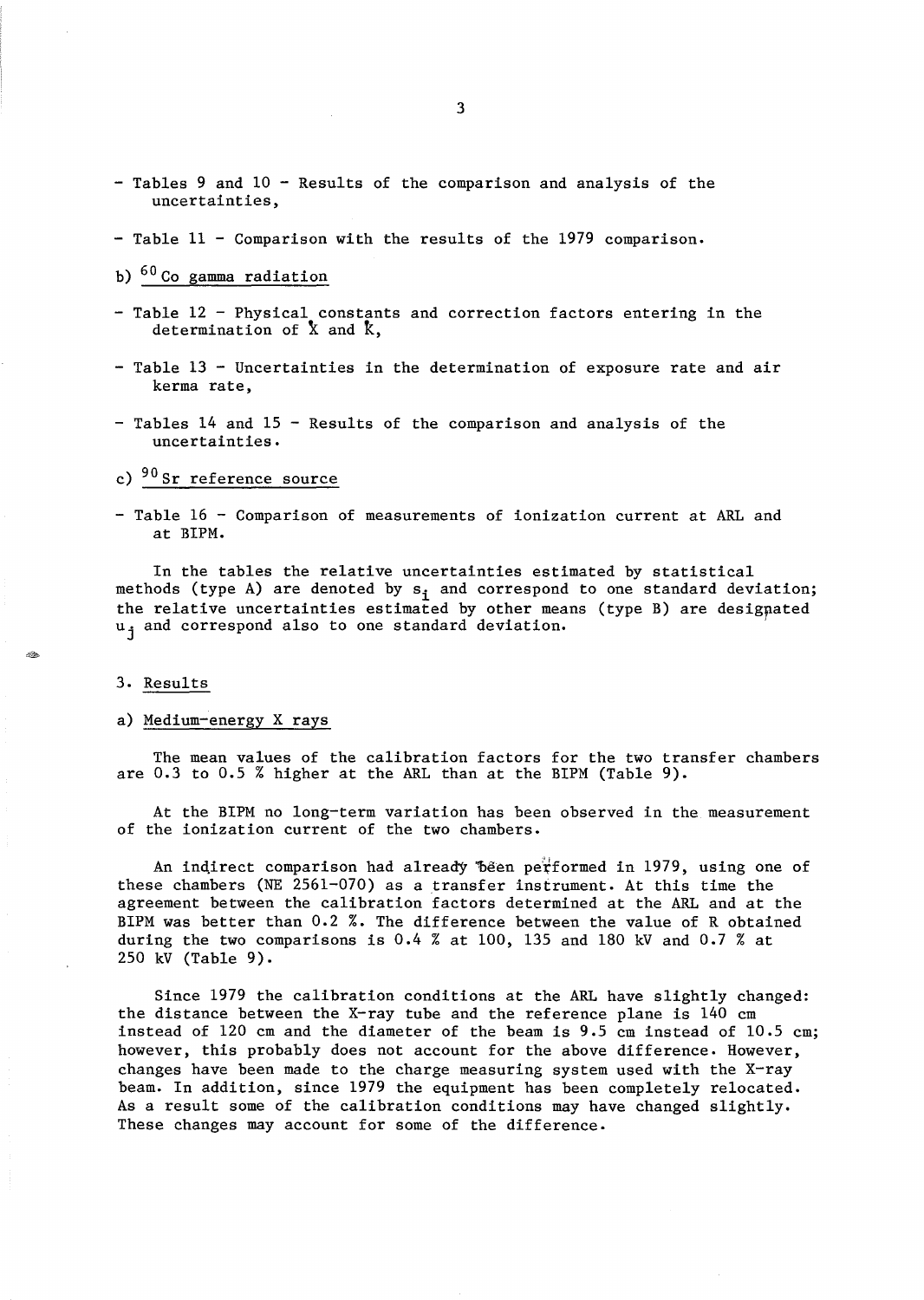- Tables 9 and 10 - Results of the comparison and analysis of the uncertainties,

- Table 11 - Comparison with the results of the 1979 comparison.

b) $^{60}$Co gamma radiation

- Table 12 - Physical constants and correction factors entering in the determination of $\dot{X}$ and $\dot{K}$,

- Table 13 - Uncertainties in the determination of exposure rate and air kerma rate,

- Tables 14 and 15 - Results of the comparison and analysis of the uncertainties.

c) $^{90}$Sr reference source

- Table 16 - Comparison of measurements of ionization current at ARL and at BIPM.

In the tables the relative uncertainties estimated by statistical methods (type A) are denoted by $s_i$ and correspond to one standard deviation; the relative uncertainties estimated by other means (type B) are designated $u_j$ and correspond also to one standard deviation.

## 3. Results

### a) Medium-energy X rays

The mean values of the calibration factors for the two transfer chambers are 0.3 to 0.5 % higher at the ARL than at the BIPM (Table 9).

At the BIPM no long-term variation has been observed in the measurement of the ionization current of the two chambers.

An indirect comparison had already been performed in 1979, using one of these chambers (NE 2561-070) as a transfer instrument. At this time the agreement between the calibration factors determined at the ARL and at the BIPM was better than 0.2 %. The difference between the value of R obtained during the two comparisons is 0.4 % at 100, 135 and 180 kV and 0.7 % at 250 kV (Table 9).

Since 1979 the calibration conditions at the ARL have slightly changed: the distance between the X-ray tube and the reference plane is 140 cm instead of 120 cm and the diameter of the beam is 9.5 cm instead of 10.5 cm; however, this probably does not account for the above difference. However, changes have been made to the charge measuring system used with the X-ray beam. In addition, since 1979 the equipment has been completely relocated. As a result some of the calibration conditions may have changed slightly. These changes may account for some of the difference.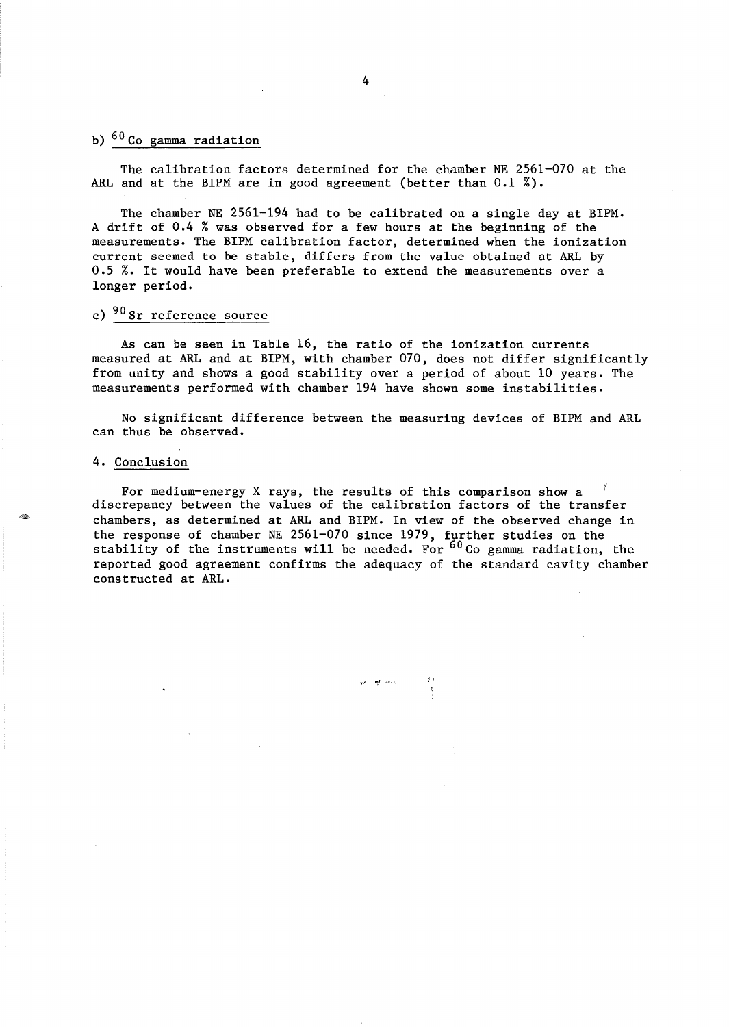b) $^{60}Co$ gamma radiation

The calibration factors determined for the chamber NE 2561-070 at the ARL and at the BIPM are in good agreement (better than 0.1 %).

The chamber NE 2561-194 had to be calibrated on a single day at BIPM. A drift of 0.4 % was observed for a few hours at the beginning of the measurements. The BIPM calibration factor, determined when the ionization current seemed to be stable, differs from the value obtained at ARL by 0.5 %. It would have been preferable to extend the measurements over a longer period.

c) $^{90}Sr$ reference source

As can be seen in Table 16, the ratio of the ionization currents measured at ARL and at BIPM, with chamber 070, does not differ significantly from unity and shows a good stability over a period of about 10 years. The measurements performed with chamber 194 have shown some instabilities.

No significant difference between the measuring devices of BIPM and ARL can thus be observed.

## 4. Conclusion

For medium-energy X rays, the results of this comparison show a discrepancy between the values of the calibration factors of the transfer chambers, as determined at ARL and BIPM. In view of the observed change in the response of chamber NE 2561-070 since 1979, further studies on the stability of the instruments will be needed. For $^{60}Co$ gamma radiation, the reported good agreement confirms the adequacy of the standard cavity chamber constructed at ARL.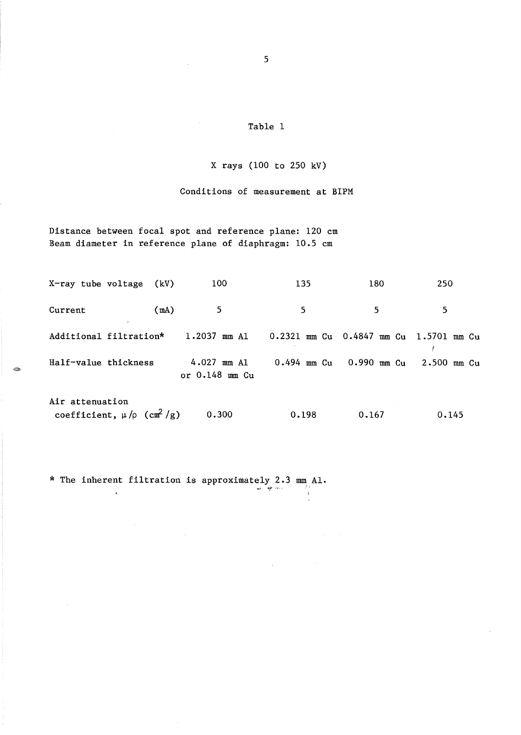Table 1

X rays (100 to 250 kV)

Conditions of measurement at BIPM

Distance between focal spot and reference plane: 120 cm
Beam diameter in reference plane of diaphragm: 10.5 cm

| X-ray tube voltage (kV) | 100 | 135 | 180 | 250 |
|---|---|---|---|---|
| Current (mA) | 5 | 5 | 5 | 5 |
| Additional filtration* | 1.2037 mm Al | 0.2321 mm Cu | 0.4847 mm Cu | 1.5701 mm Cu |
| Half-value thickness | 4.027 mm Al or 0.148 mm Cu | 0.494 mm Cu | 0.990 mm Cu | 2.500 mm Cu |
| Air attenuation coefficient, $\mu/\rho$ ($cm^2/g$) | 0.300 | 0.198 | 0.167 | 0.145 |

* The inherent filtration is approximately 2.3 mm Al.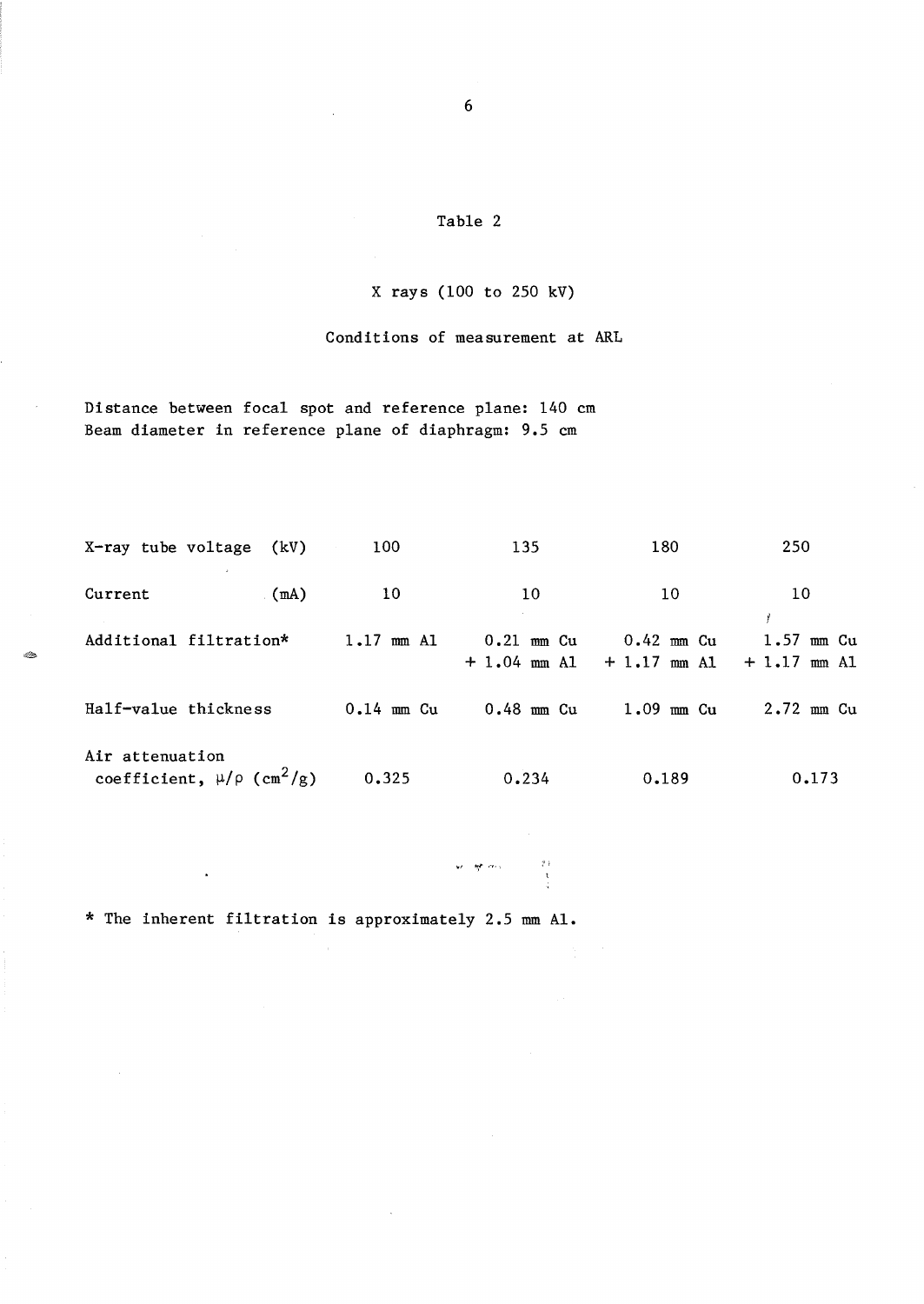Table 2

X rays (100 to 250 kV)

Conditions of measurement at ARL

Distance between focal spot and reference plane: 140 cm
Beam diameter in reference plane of diaphragm: 9.5 cm

| | | | | |
|---|---|---|---|---|
| X-ray tube voltage (kV) | 100 | 135 | 180 | 250 |
| Current (mA) | 10 | 10 | 10 | 10 |
| Additional filtration* | 1.17 mm Al | 0.21 mm Cu + 1.04 mm Al | 0.42 mm Cu + 1.17 mm Al | 1.57 mm Cu + 1.17 mm Al |
| Half-value thickness | 0.14 mm Cu | 0.48 mm Cu | 1.09 mm Cu | 2.72 mm Cu |
| Air attenuation coefficient, $\mu/\rho$ ($cm^2/g$) | 0.325 | 0.234 | 0.189 | 0.173 |

* The inherent filtration is approximately 2.5 mm Al.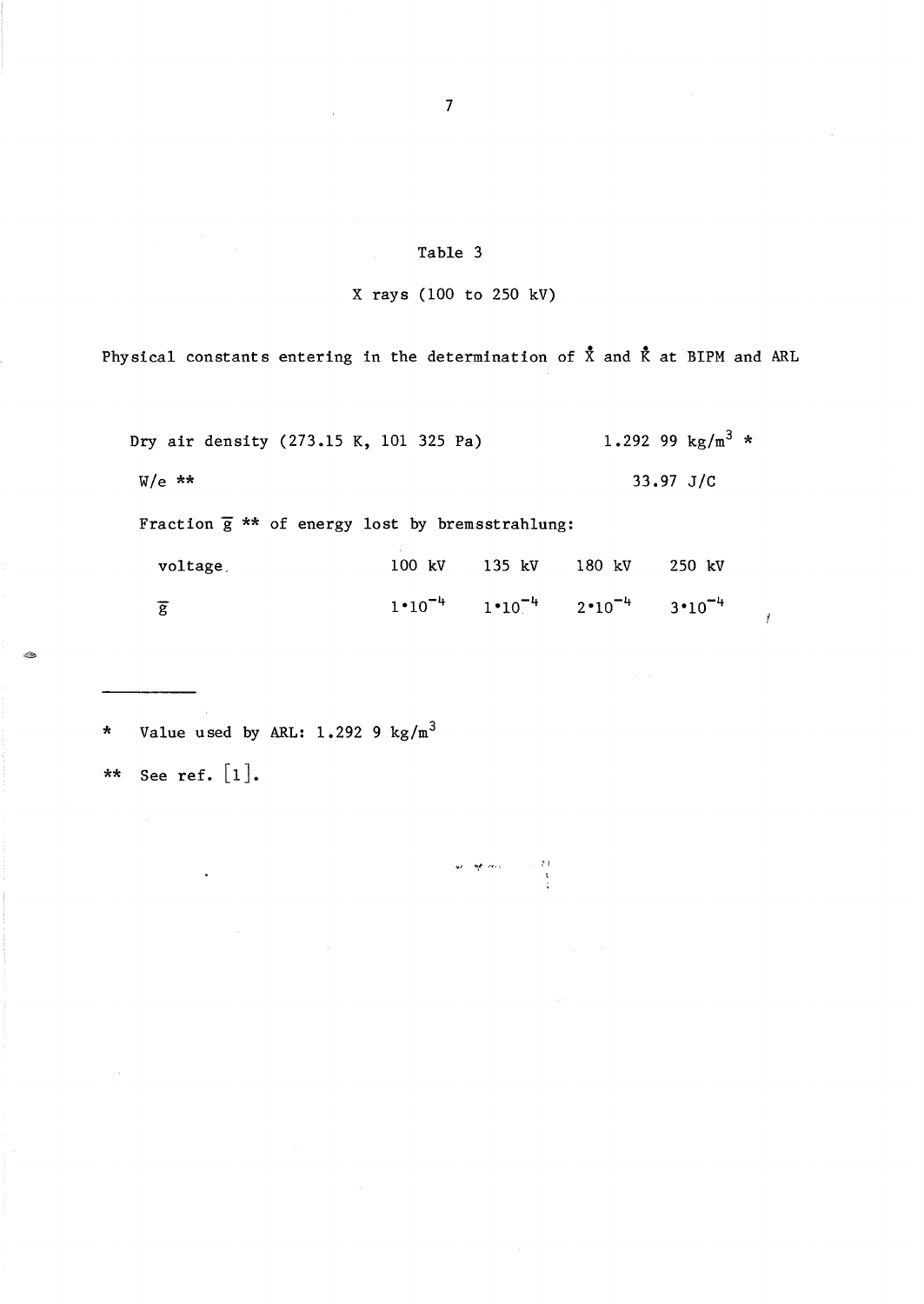Table 3

X rays (100 to 250 kV)

Physical constants entering in the determination of $\dot{X}$ and $\dot{K}$ at BIPM and ARL

| | |
|---|---|
| Dry air density (273.15 K, 101 325 Pa) | 1.292 99 kg/m$^3$ * |
| W/e ** | 33.97 J/C |

Fraction $\overline{g}$ ** of energy lost by bremsstrahlung:

| voltage | 100 kV | 135 kV | 180 kV | 250 kV |
|---|---|---|---|---|
| $\overline{g}$ | $1 \cdot 10^{-4}$ | $1 \cdot 10^{-4}$ | $2 \cdot 10^{-4}$ | $3 \cdot 10^{-4}$ |

---

* Value used by ARL: 1.292 9 kg/m$^3$

** See ref. [1].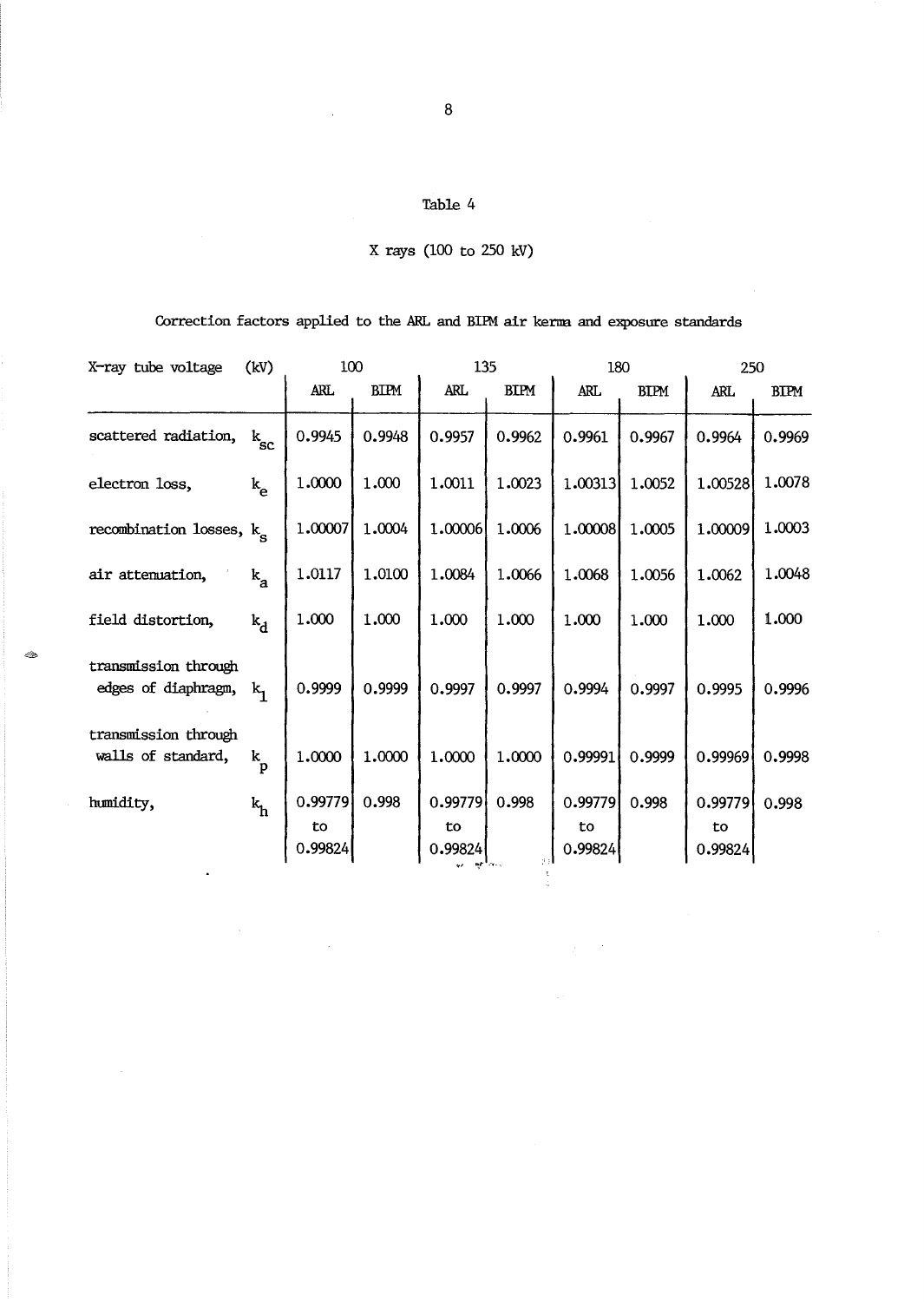Table 4

X rays (100 to 250 kV)

Correction factors applied to the ARL and BIPM air kerma and exposure standards

| X-ray tube voltage | (kV) | 100 | | 135 | | 180 | | 250 | |
|---|---|---|---|---|---|---|---|---|---|
| | | ARL | BIPM | ARL | BIPM | ARL | BIPM | ARL | BIPM |
| scattered radiation, | $k_{sc}$ | 0.9945 | 0.9948 | 0.9957 | 0.9962 | 0.9961 | 0.9967 | 0.9964 | 0.9969 |
| electron loss, | $k_e$ | 1.0000 | 1.000 | 1.0011 | 1.0023 | 1.00313 | 1.0052 | 1.00528 | 1.0078 |
| recombination losses, | $k_s$ | 1.00007 | 1.0004 | 1.00006 | 1.0006 | 1.00008 | 1.0005 | 1.00009 | 1.0003 |
| air attenuation, | $k_a$ | 1.0117 | 1.0100 | 1.0084 | 1.0066 | 1.0068 | 1.0056 | 1.0062 | 1.0048 |
| field distortion, | $k_d$ | 1.000 | 1.000 | 1.000 | 1.000 | 1.000 | 1.000 | 1.000 | 1.000 |
| transmission through edges of diaphragm, | $k_1$ | 0.9999 | 0.9999 | 0.9997 | 0.9997 | 0.9994 | 0.9997 | 0.9995 | 0.9996 |
| transmission through walls of standard, | $k_p$ | 1.0000 | 1.0000 | 1.0000 | 1.0000 | 0.99991 | 0.9999 | 0.99969 | 0.9998 |
| humidity, | $k_h$ | 0.99779 to 0.99824 | 0.998 | 0.99779 to 0.99824 | 0.998 | 0.99779 to 0.99824 | 0.998 | 0.99779 to 0.99824 | 0.998 |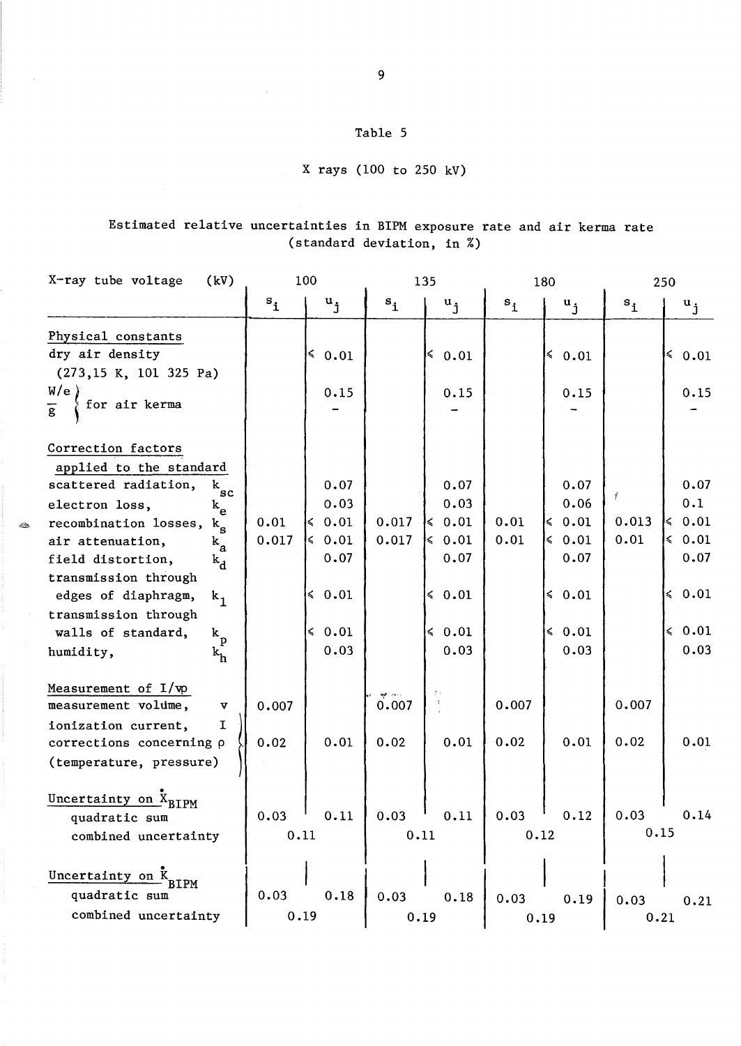# Table 5

## X rays (100 to 250 kV)

Estimated relative uncertainties in BIPM exposure rate and air kerma rate (standard deviation, in %)

| X-ray tube voltage (kV) | 100 | | 135 | | 180 | | 250 | |
|---|---|---|---|---|---|---|---|---|
| | $s_i$ | $u_j$ | $s_i$ | $u_j$ | $s_i$ | $u_j$ | $s_i$ | $u_j$ |
| **Physical constants** | | | | | | | | |
| dry air density (273,15 K, 101 325 Pa) | | ≤ 0.01 | | ≤ 0.01 | | ≤ 0.01 | | ≤ 0.01 |
| $W/e$ | | 0.15 | | 0.15 | | 0.15 | | 0.15 |
| $\bar{g}$ for air kerma | | – | | – | | – | | – |
| **Correction factors applied to the standard** | | | | | | | | |
| scattered radiation, $k_{sc}$ | | 0.07 | | 0.07 | | 0.07 | | 0.07 |
| electron loss, $k_e$ | | 0.03 | | 0.03 | | 0.06 | | 0.1 |
| recombination losses, $k_s$ | 0.01 | ≤ 0.01 | 0.017 | ≤ 0.01 | 0.01 | ≤ 0.01 | 0.013 | ≤ 0.01 |
| air attenuation, $k_a$ | 0.017 | ≤ 0.01 | 0.017 | ≤ 0.01 | 0.01 | ≤ 0.01 | 0.01 | ≤ 0.01 |
| field distortion, $k_d$ | | 0.07 | | 0.07 | | 0.07 | | 0.07 |
| transmission through edges of diaphragm, $k_l$ | | ≤ 0.01 | | ≤ 0.01 | | ≤ 0.01 | | ≤ 0.01 |
| transmission through walls of standard, $k_p$ | | ≤ 0.01 | | ≤ 0.01 | | ≤ 0.01 | | ≤ 0.01 |
| humidity, $k_h$ | | 0.03 | | 0.03 | | 0.03 | | 0.03 |
| **Measurement of $I/v\rho$** | | | | | | | | |
| measurement volume, $v$ | 0.007 | | 0.007 | | 0.007 | | 0.007 | |
| ionization current, $I$ / corrections concerning $\rho$ (temperature, pressure) | 0.02 | 0.01 | 0.02 | 0.01 | 0.02 | 0.01 | 0.02 | 0.01 |
| **Uncertainty on $\dot{X}_{BIPM}$** | | | | | | | | |
| quadratic sum | 0.03 | 0.11 | 0.03 | 0.11 | 0.03 | 0.12 | 0.03 | 0.14 |
| combined uncertainty | 0.11 | | 0.11 | | 0.12 | | 0.15 | |
| **Uncertainty on $\dot{K}_{BIPM}$** | | | | | | | | |
| quadratic sum | 0.03 | 0.18 | 0.03 | 0.18 | 0.03 | 0.19 | 0.03 | 0.21 |
| combined uncertainty | 0.19 | | 0.19 | | 0.19 | | 0.21 | |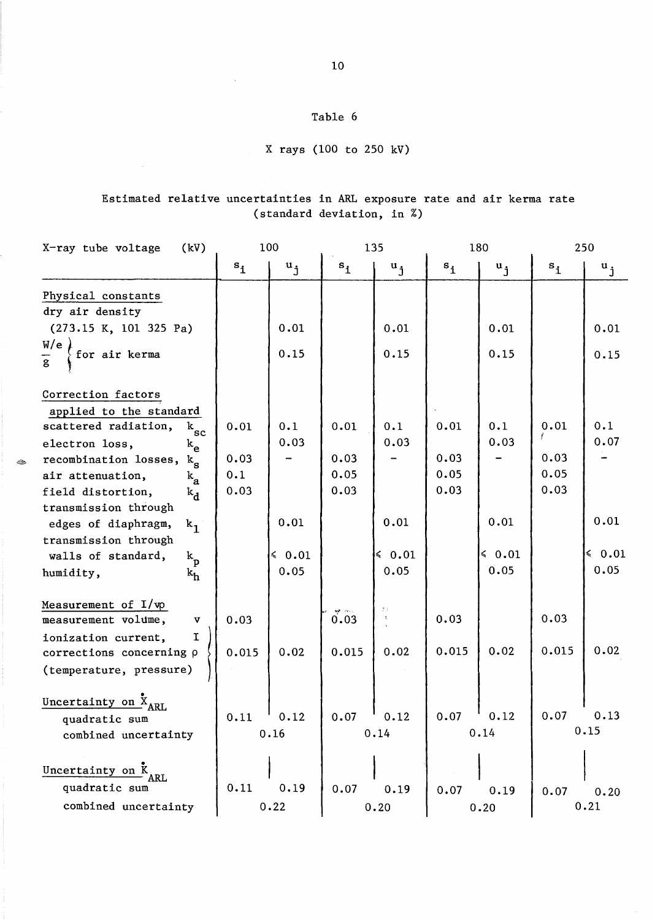Table 6

X rays (100 to 250 kV)

Estimated relative uncertainties in ARL exposure rate and air kerma rate (standard deviation, in %)

| X-ray tube voltage (kV) | 100 | | 135 | | 180 | | 250 | |
|---|---|---|---|---|---|---|---|---|
| | $s_i$ | $u_j$ | $s_i$ | $u_j$ | $s_i$ | $u_j$ | $s_i$ | $u_j$ |
| <u>Physical constants</u> | | | | | | | | |
| dry air density | | | | | | | | |
| (273.15 K, 101 325 Pa) | | 0.01 | | 0.01 | | 0.01 | | 0.01 |
| $\frac{W}{e}$, $\bar{g}$ for air kerma | | 0.15 | | 0.15 | | 0.15 | | 0.15 |
| <u>Correction factors applied to the standard</u> | | | | | | | | |
| scattered radiation, $k_{sc}$ | 0.01 | 0.1 | 0.01 | 0.1 | 0.01 | 0.1 | 0.01 | 0.1 |
| electron loss, $k_e$ | | 0.03 | | 0.03 | | 0.03 | | 0.07 |
| recombination losses, $k_s$ | 0.03 | – | 0.03 | – | 0.03 | – | 0.03 | – |
| air attenuation, $k_a$ | 0.1 | | 0.05 | | 0.05 | | 0.05 | |
| field distortion, $k_d$ | 0.03 | | 0.03 | | 0.03 | | 0.03 | |
| transmission through edges of diaphragm, $k_l$ | | 0.01 | | 0.01 | | 0.01 | | 0.01 |
| transmission through walls of standard, $k_p$ | | $\leq$ 0.01 | | $\leq$ 0.01 | | $\leq$ 0.01 | | $\leq$ 0.01 |
| humidity, $k_h$ | | 0.05 | | 0.05 | | 0.05 | | 0.05 |
| <u>Measurement of $I/v\rho$</u> | | | | | | | | |
| measurement volume, $v$ | 0.03 | | 0.03 | | 0.03 | | 0.03 | |
| ionization current, $I$; corrections concerning $\rho$ (temperature, pressure) | 0.015 | 0.02 | 0.015 | 0.02 | 0.015 | 0.02 | 0.015 | 0.02 |
| <u>Uncertainty on $\dot{X}_{ARL}$</u> | | | | | | | | |
| quadratic sum | 0.11 | 0.12 | 0.07 | 0.12 | 0.07 | 0.12 | 0.07 | 0.13 |
| combined uncertainty | 0.16 | | 0.14 | | 0.14 | | 0.15 | |
| <u>Uncertainty on $\dot{K}_{ARL}$</u> | | | | | | | | |
| quadratic sum | 0.11 | 0.19 | 0.07 | 0.19 | 0.07 | 0.19 | 0.07 | 0.20 |
| combined uncertainty | 0.22 | | 0.20 | | 0.20 | | 0.21 | |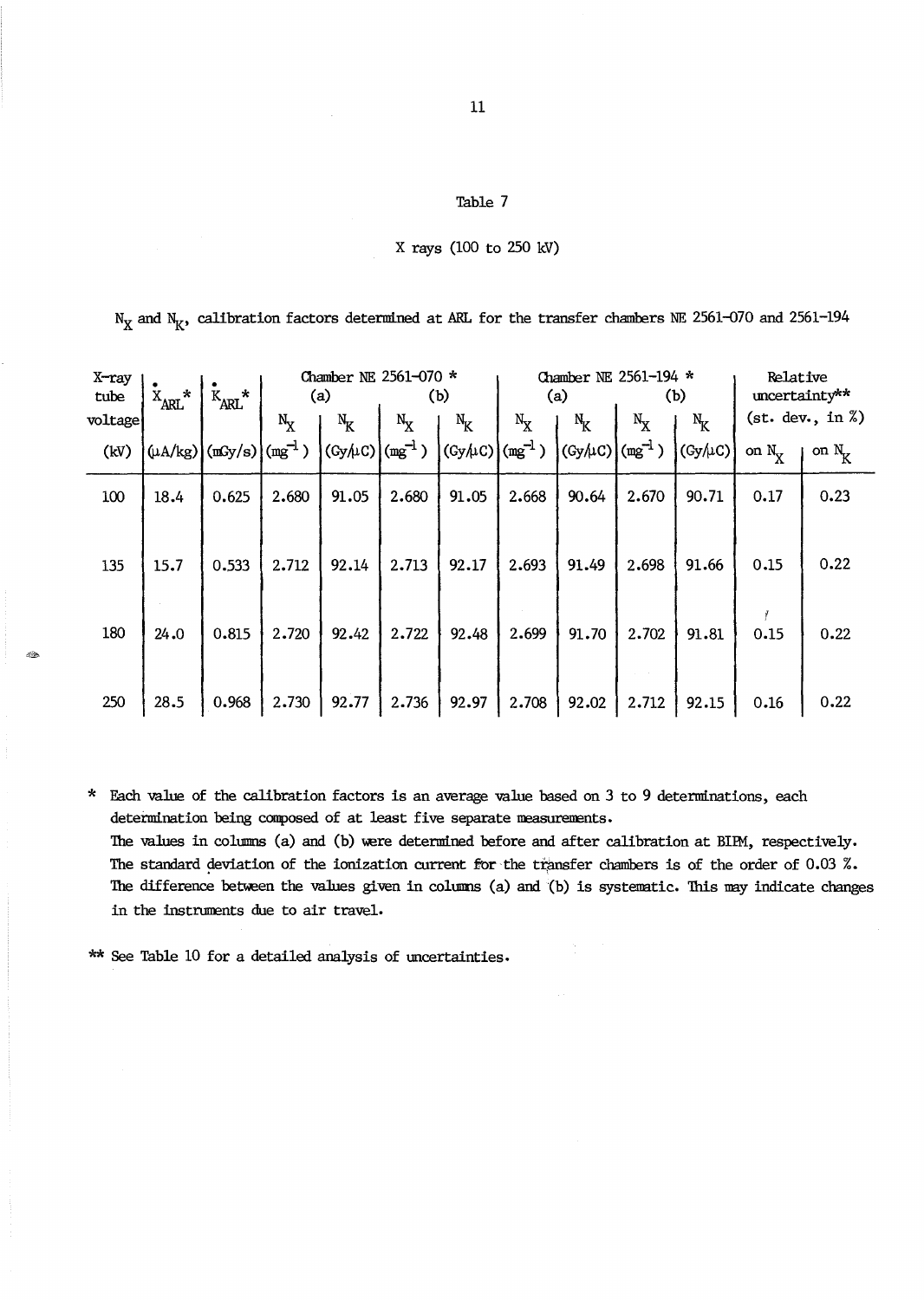Table 7

X rays (100 to 250 kV)

$N_X$ and $N_K$, calibration factors determined at ARL for the transfer chambers NE 2561-070 and 2561-194

| X-ray tube voltage (kV) | $\dot{X}_{ARL}$* (μA/kg) | $\dot{K}_{ARL}$* (mGy/s) | Chamber NE 2561-070 * (a) $N_X$ ($mg^{-1}$) | (a) $N_K$ (Gy/μC) | (b) $N_X$ ($mg^{-1}$) | (b) $N_K$ (Gy/μC) | Chamber NE 2561-194 * (a) $N_X$ ($mg^{-1}$) | (a) $N_K$ (Gy/μC) | (b) $N_X$ ($mg^{-1}$) | (b) $N_K$ (Gy/μC) | Relative uncertainty** (st. dev., in %) on $N_X$ | on $N_K$ |
|---|---|---|---|---|---|---|---|---|---|---|---|---|
| 100 | 18.4 | 0.625 | 2.680 | 91.05 | 2.680 | 91.05 | 2.668 | 90.64 | 2.670 | 90.71 | 0.17 | 0.23 |
| 135 | 15.7 | 0.533 | 2.712 | 92.14 | 2.713 | 92.17 | 2.693 | 91.49 | 2.698 | 91.66 | 0.15 | 0.22 |
| 180 | 24.0 | 0.815 | 2.720 | 92.42 | 2.722 | 92.48 | 2.699 | 91.70 | 2.702 | 91.81 | 0.15 | 0.22 |
| 250 | 28.5 | 0.968 | 2.730 | 92.77 | 2.736 | 92.97 | 2.708 | 92.02 | 2.712 | 92.15 | 0.16 | 0.22 |

\* Each value of the calibration factors is an average value based on 3 to 9 determinations, each determination being composed of at least five separate measurements.
The values in columns (a) and (b) were determined before and after calibration at BIPM, respectively.
The standard deviation of the ionization current for the transfer chambers is of the order of 0.03 %.
The difference between the values given in columns (a) and (b) is systematic. This may indicate changes in the instruments due to air travel.

\** See Table 10 for a detailed analysis of uncertainties.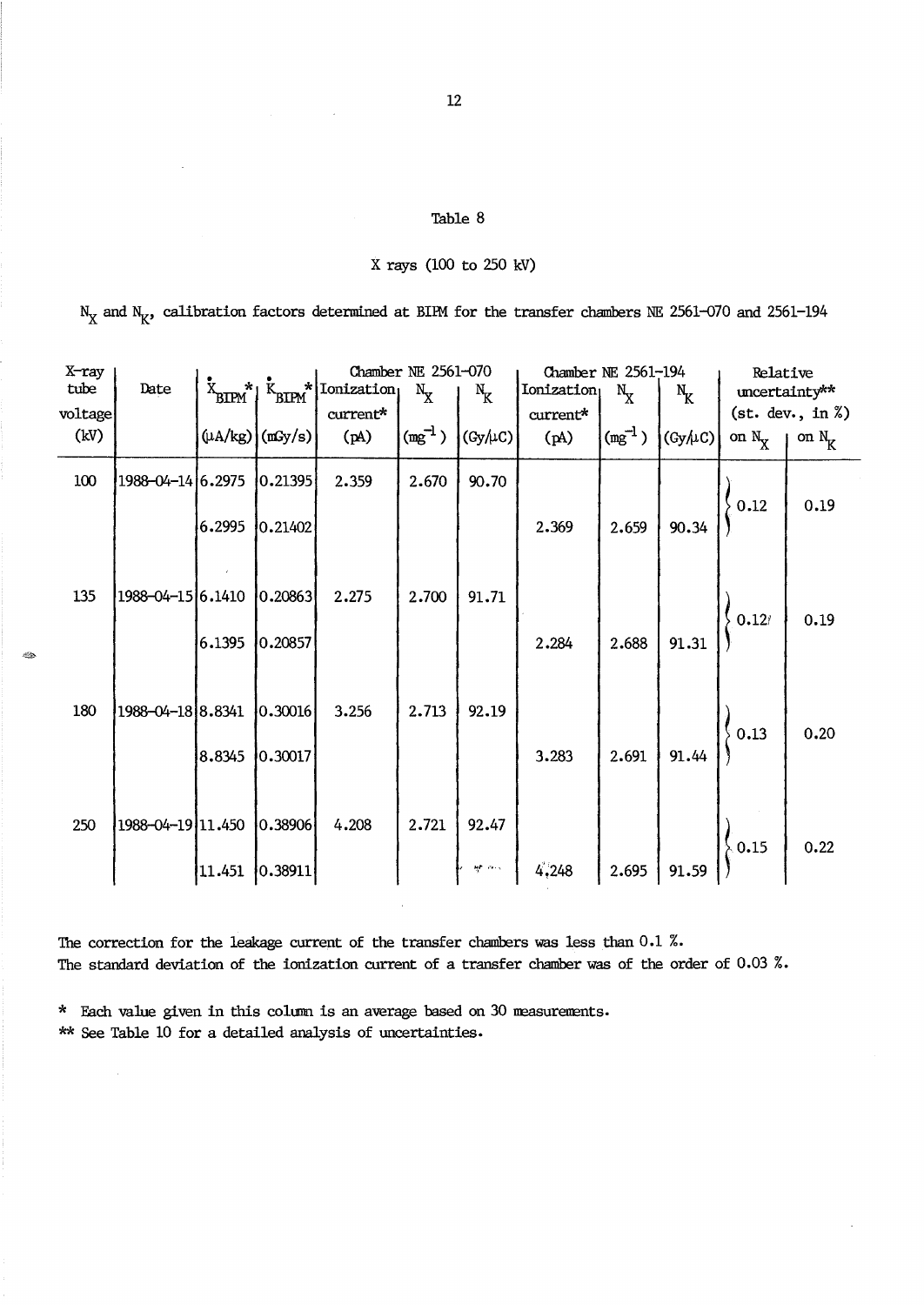Table 8

X rays (100 to 250 kV)

$N_X$ and $N_K$, calibration factors determined at BIPM for the transfer chambers NE 2561-070 and 2561-194

| X-ray tube voltage (kV) | Date | $\dot{X}_{BIPM}$* (µA/kg) | $\dot{K}_{BIPM}$* (mGy/s) | Chamber NE 2561-070 Ionization current* (pA) | $N_X$ (mg$^{-1}$) | $N_K$ (Gy/µC) | Chamber NE 2561-194 Ionization current* (pA) | $N_X$ (mg$^{-1}$) | $N_K$ (Gy/µC) | Relative uncertainty** (st. dev., in %) on $N_X$ | on $N_K$ |
|---|---|---|---|---|---|---|---|---|---|---|---|
| 100 | 1988-04-14 | 6.2975 | 0.21395 | 2.359 | 2.670 | 90.70 | | | | 0.12 | 0.19 |
| | | 6.2995 | 0.21402 | | | | 2.369 | 2.659 | 90.34 | | |
| 135 | 1988-04-15 | 6.1410 | 0.20863 | 2.275 | 2.700 | 91.71 | | | | 0.12 | 0.19 |
| | | 6.1395 | 0.20857 | | | | 2.284 | 2.688 | 91.31 | | |
| 180 | 1988-04-18 | 8.8341 | 0.30016 | 3.256 | 2.713 | 92.19 | | | | 0.13 | 0.20 |
| | | 8.8345 | 0.30017 | | | | 3.283 | 2.691 | 91.44 | | |
| 250 | 1988-04-19 | 11.450 | 0.38906 | 4.208 | 2.721 | 92.47 | | | | 0.15 | 0.22 |
| | | 11.451 | 0.38911 | | | | 4.248 | 2.695 | 91.59 | | |

The correction for the leakage current of the transfer chambers was less than 0.1 %.
The standard deviation of the ionization current of a transfer chamber was of the order of 0.03 %.

\* Each value given in this column is an average based on 30 measurements.
\*\* See Table 10 for a detailed analysis of uncertainties.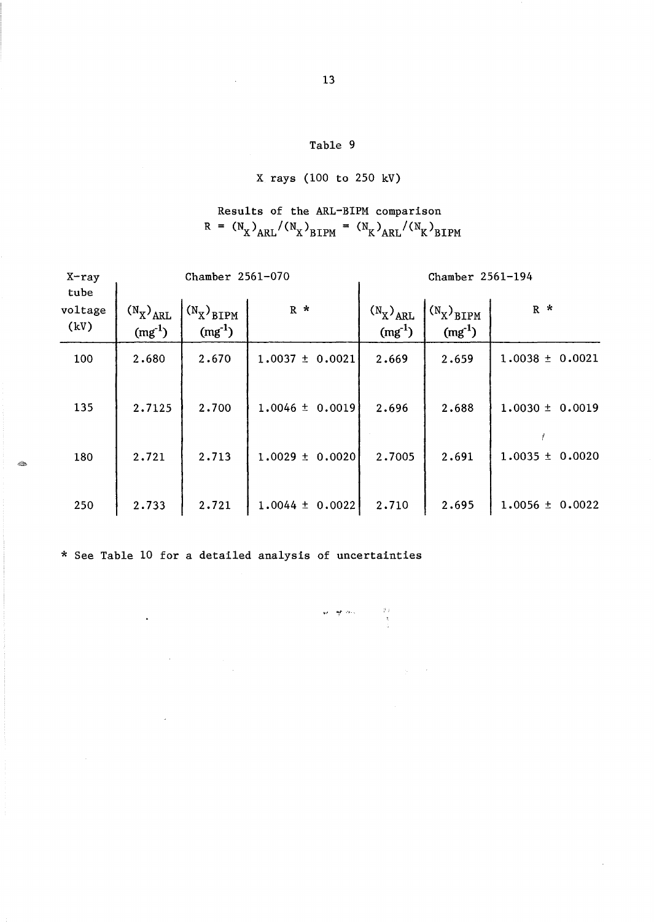Table 9

X rays (100 to 250 kV)

Results of the ARL-BIPM comparison

$R = (N_X)_{ARL}/(N_X)_{BIPM} = (N_K)_{ARL}/(N_K)_{BIPM}$

| X-ray tube voltage (kV) | Chamber 2561-070 | | | Chamber 2561-194 | | |
|---|---|---|---|---|---|---|
| | $(N_X)_{ARL}$ ($mg^{-1}$) | $(N_X)_{BIPM}$ ($mg^{-1}$) | R * | $(N_X)_{ARL}$ ($mg^{-1}$) | $(N_X)_{BIPM}$ ($mg^{-1}$) | R * |
| 100 | 2.680 | 2.670 | 1.0037 ± 0.0021 | 2.669 | 2.659 | 1.0038 ± 0.0021 |
| 135 | 2.7125 | 2.700 | 1.0046 ± 0.0019 | 2.696 | 2.688 | 1.0030 ± 0.0019 |
| 180 | 2.721 | 2.713 | 1.0029 ± 0.0020 | 2.7005 | 2.691 | 1.0035 ± 0.0020 |
| 250 | 2.733 | 2.721 | 1.0044 ± 0.0022 | 2.710 | 2.695 | 1.0056 ± 0.0022 |

* See Table 10 for a detailed analysis of uncertainties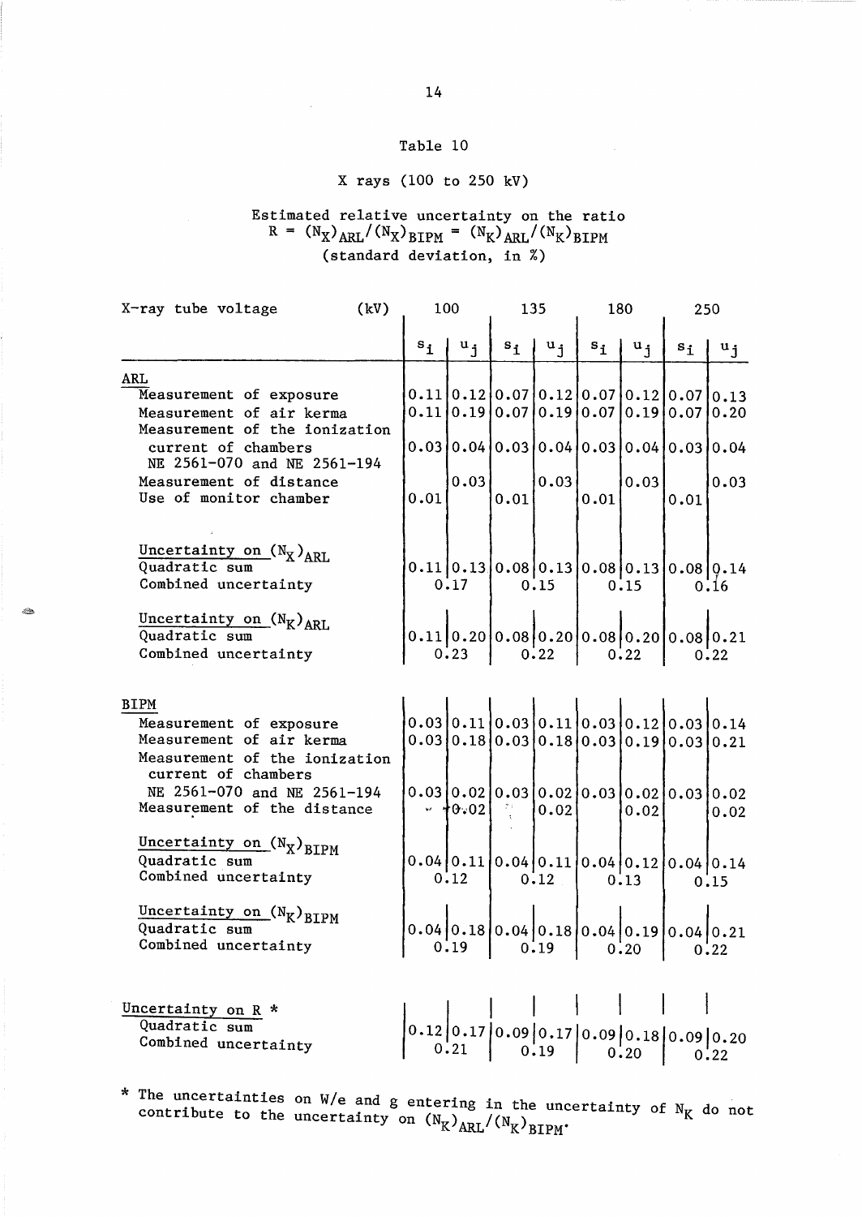# Table 10

## X rays (100 to 250 kV)

Estimated relative uncertainty on the ratio
$R = (N_X)_{ARL}/(N_X)_{BIPM} = (N_K)_{ARL}/(N_K)_{BIPM}$
(standard deviation, in %)

| X-ray tube voltage (kV) | 100 | | 135 | | 180 | | 250 | |
|---|---|---|---|---|---|---|---|---|
| | $s_i$ | $u_j$ | $s_i$ | $u_j$ | $s_i$ | $u_j$ | $s_i$ | $u_j$ |
| **ARL** | | | | | | | | |
| Measurement of exposure | 0.11 | 0.12 | 0.07 | 0.12 | 0.07 | 0.12 | 0.07 | 0.13 |
| Measurement of air kerma | 0.11 | 0.19 | 0.07 | 0.19 | 0.07 | 0.19 | 0.07 | 0.20 |
| Measurement of the ionization current of chambers NE 2561-070 and NE 2561-194 | 0.03 | 0.04 | 0.03 | 0.04 | 0.03 | 0.04 | 0.03 | 0.04 |
| Measurement of distance | | 0.03 | | 0.03 | | 0.03 | | 0.03 |
| Use of monitor chamber | 0.01 | | 0.01 | | 0.01 | | 0.01 | |
| Uncertainty on $(N_X)_{ARL}$ | | | | | | | | |
| Quadratic sum | 0.11 | 0.13 | 0.08 | 0.13 | 0.08 | 0.13 | 0.08 | 0.14 |
| Combined uncertainty | 0.17 | | 0.15 | | 0.15 | | 0.16 | |
| Uncertainty on $(N_K)_{ARL}$ | | | | | | | | |
| Quadratic sum | 0.11 | 0.20 | 0.08 | 0.20 | 0.08 | 0.20 | 0.08 | 0.21 |
| Combined uncertainty | 0.23 | | 0.22 | | 0.22 | | 0.22 | |
| **BIPM** | | | | | | | | |
| Measurement of exposure | 0.03 | 0.11 | 0.03 | 0.11 | 0.03 | 0.12 | 0.03 | 0.14 |
| Measurement of air kerma | 0.03 | 0.18 | 0.03 | 0.18 | 0.03 | 0.19 | 0.03 | 0.21 |
| Measurement of the ionization current of chambers NE 2561-070 and NE 2561-194 | 0.03 | 0.02 | 0.03 | 0.02 | 0.03 | 0.02 | 0.03 | 0.02 |
| Measurement of the distance | | 0.02 | | 0.02 | | 0.02 | | 0.02 |
| Uncertainty on $(N_X)_{BIPM}$ | | | | | | | | |
| Quadratic sum | 0.04 | 0.11 | 0.04 | 0.11 | 0.04 | 0.12 | 0.04 | 0.14 |
| Combined uncertainty | 0.12 | | 0.12 | | 0.13 | | 0.15 | |
| Uncertainty on $(N_K)_{BIPM}$ | | | | | | | | |
| Quadratic sum | 0.04 | 0.18 | 0.04 | 0.18 | 0.04 | 0.19 | 0.04 | 0.21 |
| Combined uncertainty | 0.19 | | 0.19 | | 0.20 | | 0.22 | |
| Uncertainty on R * | | | | | | | | |
| Quadratic sum | 0.12 | 0.17 | 0.09 | 0.17 | 0.09 | 0.18 | 0.09 | 0.20 |
| Combined uncertainty | 0.21 | | 0.19 | | 0.20 | | 0.22 | |

* The uncertainties on W/e and g entering in the uncertainty of $N_K$ do not contribute to the uncertainty on $(N_K)_{ARL}/(N_K)_{BIPM}$.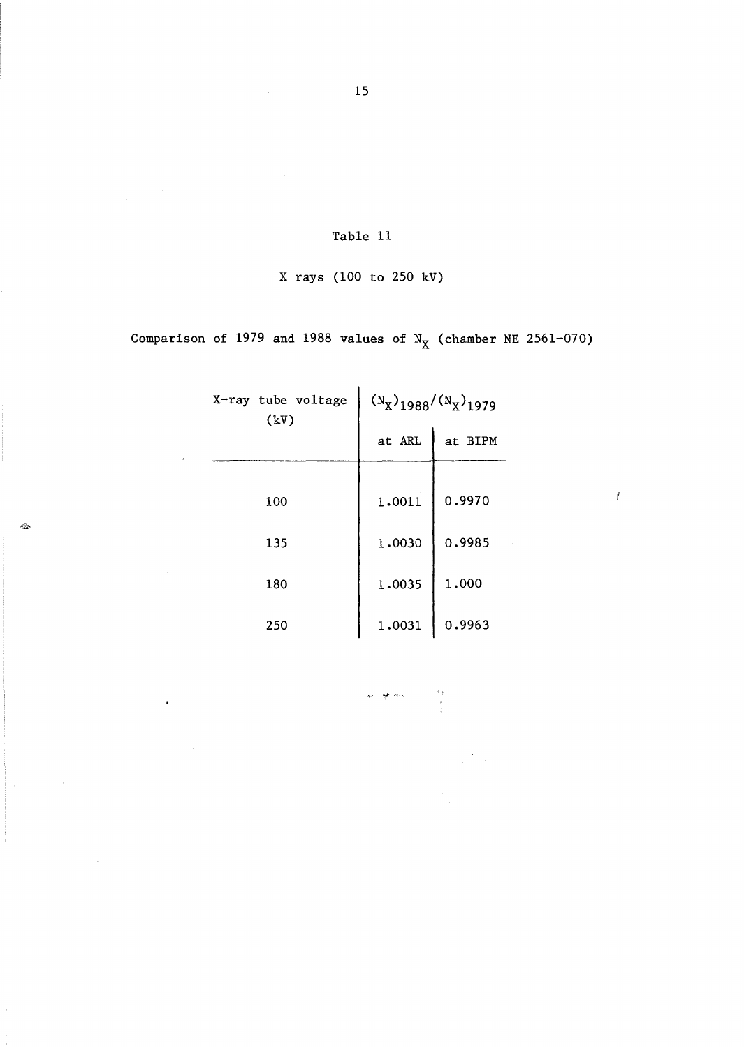Table 11

X rays (100 to 250 kV)

Comparison of 1979 and 1988 values of $N_X$ (chamber NE 2561-070)

| X-ray tube voltage (kV) | $(N_X)_{1988}/(N_X)_{1979}$ | |
|---|---|---|
| | at ARL | at BIPM |
| 100 | 1.0011 | 0.9970 |
| 135 | 1.0030 | 0.9985 |
| 180 | 1.0035 | 1.000 |
| 250 | 1.0031 | 0.9963 |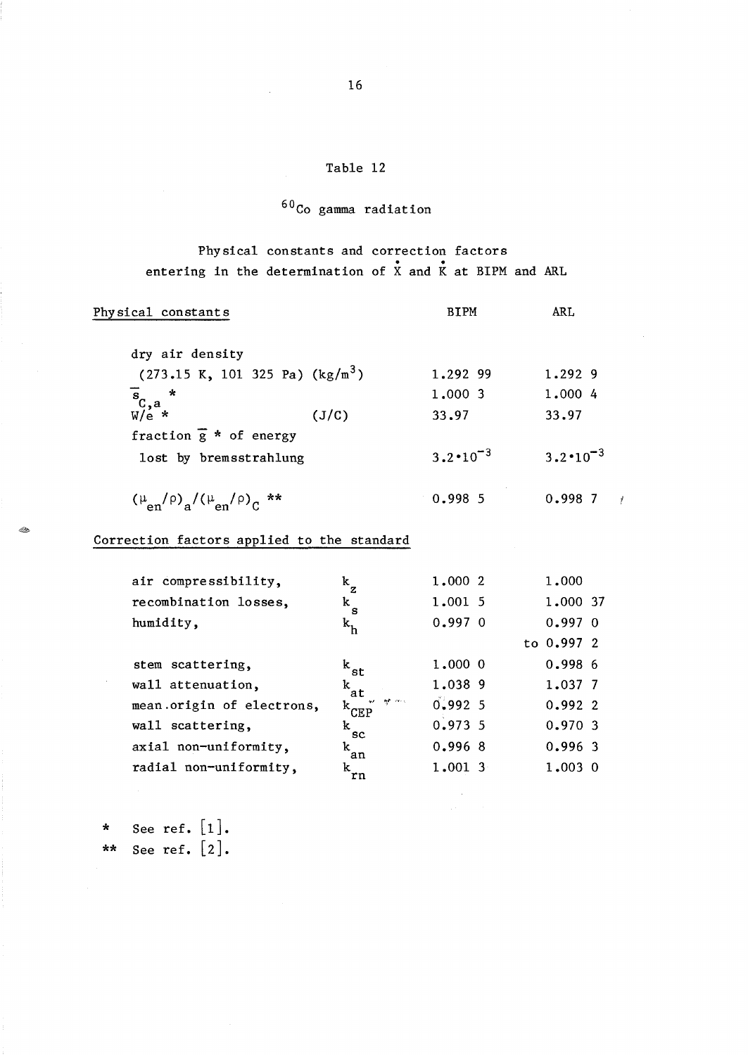# Table 12

## $^{60}$Co gamma radiation

### Physical constants and correction factors entering in the determination of $\dot{X}$ and $\dot{K}$ at BIPM and ARL

| Physical constants | | BIPM | ARL |
|---|---|---|---|
| dry air density (273.15 K, 101 325 Pa) ($kg/m^3$) | | 1.292 99 | 1.292 9 |
| $\overline{s}_{C,a}$ * | | 1.000 3 | 1.000 4 |
| $W/e$ * | (J/C) | 33.97 | 33.97 |
| fraction $\overline{g}$ * of energy lost by bremsstrahlung | | $3.2 \cdot 10^{-3}$ | $3.2 \cdot 10^{-3}$ |
| $(\mu_{en}/\rho)_a/(\mu_{en}/\rho)_C$ ** | | 0.998 5 | 0.998 7 |
| **Correction factors applied to the standard** | | | |
| air compressibility, | $k_z$ | 1.000 2 | 1.000 |
| recombination losses, | $k_s$ | 1.001 5 | 1.000 37 |
| humidity, | $k_h$ | 0.997 0 | 0.997 0 to 0.997 2 |
| stem scattering, | $k_{st}$ | 1.000 0 | 0.998 6 |
| wall attenuation, | $k_{at}$ | 1.038 9 | 1.037 7 |
| mean origin of electrons, | $k_{CEP}$ | 0.992 5 | 0.992 2 |
| wall scattering, | $k_{sc}$ | 0.973 5 | 0.970 3 |
| axial non-uniformity, | $k_{an}$ | 0.996 8 | 0.996 3 |
| radial non-uniformity, | $k_{rn}$ | 1.001 3 | 1.003 0 |

\* See ref. [1].
\*\* See ref. [2].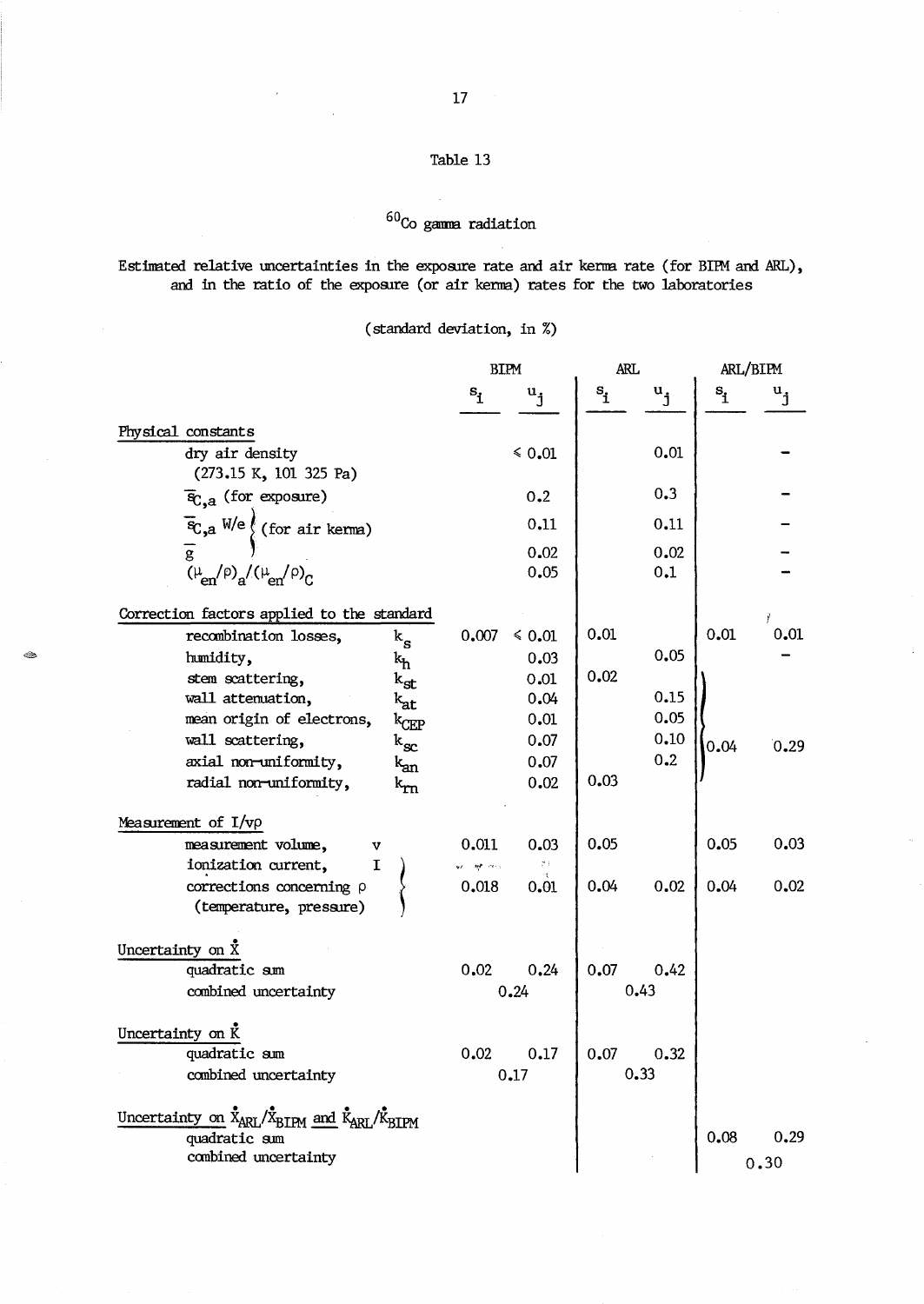Table 13

$^{60}Co$ gamma radiation

Estimated relative uncertainties in the exposure rate and air kerma rate (for BIPM and ARL), and in the ratio of the exposure (or air kerma) rates for the two laboratories

(standard deviation, in %)

| | BIPM | | ARL | | ARL/BIPM | |
|---|---|---|---|---|---|---|
| | $s_i$ | $u_j$ | $s_i$ | $u_j$ | $s_i$ | $u_j$ |
| **Physical constants** | | | | | | |
| dry air density (273.15 K, 101 325 Pa) | | $\leqslant$ 0.01 | | 0.01 | | – |
| $\bar{s}_{C,a}$ (for exposure) | | 0.2 | | 0.3 | | – |
| $\bar{s}_{C,a}$ $W/e$ (for air kerma) | | 0.11 | | 0.11 | | – |
| $\bar{g}$ (for air kerma) | | 0.02 | | 0.02 | | – |
| $(\mu_{en}/\rho)_a/(\mu_{en}/\rho)_C$ | | 0.05 | | 0.1 | | – |
| **Correction factors applied to the standard** | | | | | | |
| recombination losses, $k_s$ | 0.007 | $\leqslant$ 0.01 | 0.01 | | 0.01 | 0.01 |
| humidity, $k_h$ | | 0.03 | | 0.05 | | – |
| stem scattering, $k_{st}$ | | 0.01 | 0.02 | | 0.04 | 0.29 |
| wall attenuation, $k_{at}$ | | 0.04 | | 0.15 | | |
| mean origin of electrons, $k_{CEP}$ | | 0.01 | | 0.05 | | |
| wall scattering, $k_{sc}$ | | 0.07 | | 0.10 | | |
| axial non-uniformity, $k_{an}$ | | 0.07 | | 0.2 | | |
| radial non-uniformity, $k_{rn}$ | | 0.02 | 0.03 | | | |
| **Measurement of $I/v\rho$** | | | | | | |
| measurement volume, $v$ | 0.011 | 0.03 | 0.05 | | 0.05 | 0.03 |
| ionization current, $I$; corrections concerning $\rho$ (temperature, pressure) | 0.018 | 0.01 | 0.04 | 0.02 | 0.04 | 0.02 |
| **Uncertainty on $\dot{X}$** | | | | | | |
| quadratic sum | 0.02 | 0.24 | 0.07 | 0.42 | | |
| combined uncertainty | 0.24 | | 0.43 | | | |
| **Uncertainty on $\dot{K}$** | | | | | | |
| quadratic sum | 0.02 | 0.17 | 0.07 | 0.32 | | |
| combined uncertainty | 0.17 | | 0.33 | | | |
| **Uncertainty on $\dot{X}_{ARL}/\dot{X}_{BIPM}$ and $\dot{K}_{ARL}/\dot{K}_{BIPM}$** | | | | | | |
| quadratic sum | | | | | 0.08 | 0.29 |
| combined uncertainty | | | | | 0.30 | |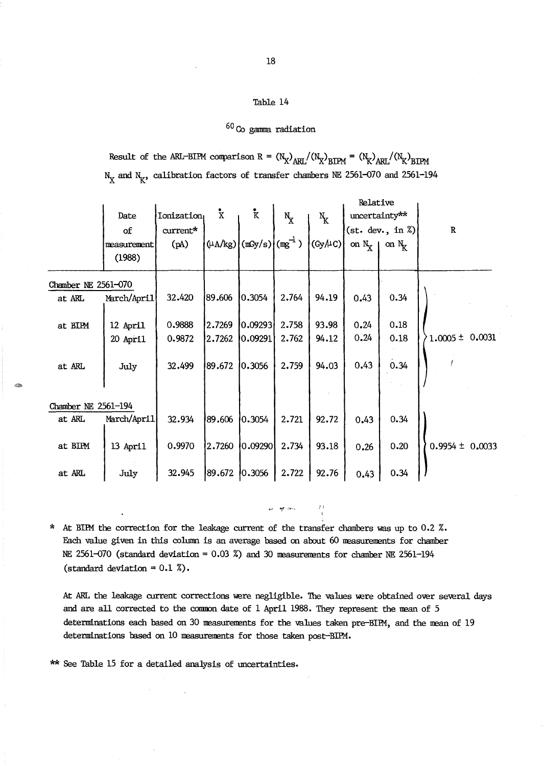Table 14

$^{60}$Co gamma radiation

Result of the ARL-BIPM comparison $R = (N_X)_{ARL}/(N_X)_{BIPM} = (N_K)_{ARL}/(N_K)_{BIPM}$

$N_X$ and $N_K$, calibration factors of transfer chambers NE 2561-070 and 2561-194

| | Date of measurement (1988) | Ionization current* (pA) | $\dot{X}$ (µA/kg) | $\dot{K}$ (mGy/s) | $N_X$ ($mg^{-1}$) | $N_K$ (Gy/µC) | Relative uncertainty** (st. dev., in %) on $N_X$ | on $N_K$ | R |
|---|---|---|---|---|---|---|---|---|---|
| Chamber NE 2561-070 | | | | | | | | | |
| at ARL | March/April | 32.420 | 89.606 | 0.3054 | 2.764 | 94.19 | 0.43 | 0.34 | |
| at BIPM | 12 April | 0.9888 | 2.7269 | 0.09293 | 2.758 | 93.98 | 0.24 | 0.18 | |
| | 20 April | 0.9872 | 2.7262 | 0.09291 | 2.762 | 94.12 | 0.24 | 0.18 | 1.0005 ± 0.0031 |
| at ARL | July | 32.499 | 89.672 | 0.3056 | 2.759 | 94.03 | 0.43 | 0.34 | |
| Chamber NE 2561-194 | | | | | | | | | |
| at ARL | March/April | 32.934 | 89.606 | 0.3054 | 2.721 | 92.72 | 0.43 | 0.34 | |
| at BIPM | 13 April | 0.9970 | 2.7260 | 0.09290 | 2.734 | 93.18 | 0.26 | 0.20 | 0.9954 ± 0.0033 |
| at ARL | July | 32.945 | 89.672 | 0.3056 | 2.722 | 92.76 | 0.43 | 0.34 | |

\* At BIPM the correction for the leakage current of the transfer chambers was up to 0.2 %. Each value given in this column is an average based on about 60 measurements for chamber NE 2561-070 (standard deviation = 0.03 %) and 30 measurements for chamber NE 2561-194 (standard deviation = 0.1 %).

At ARL the leakage current corrections were negligible. The values were obtained over several days and are all corrected to the common date of 1 April 1988. They represent the mean of 5 determinations each based on 30 measurements for the values taken pre-BIPM, and the mean of 19 determinations based on 10 measurements for those taken post-BIPM.

\** See Table 15 for a detailed analysis of uncertainties.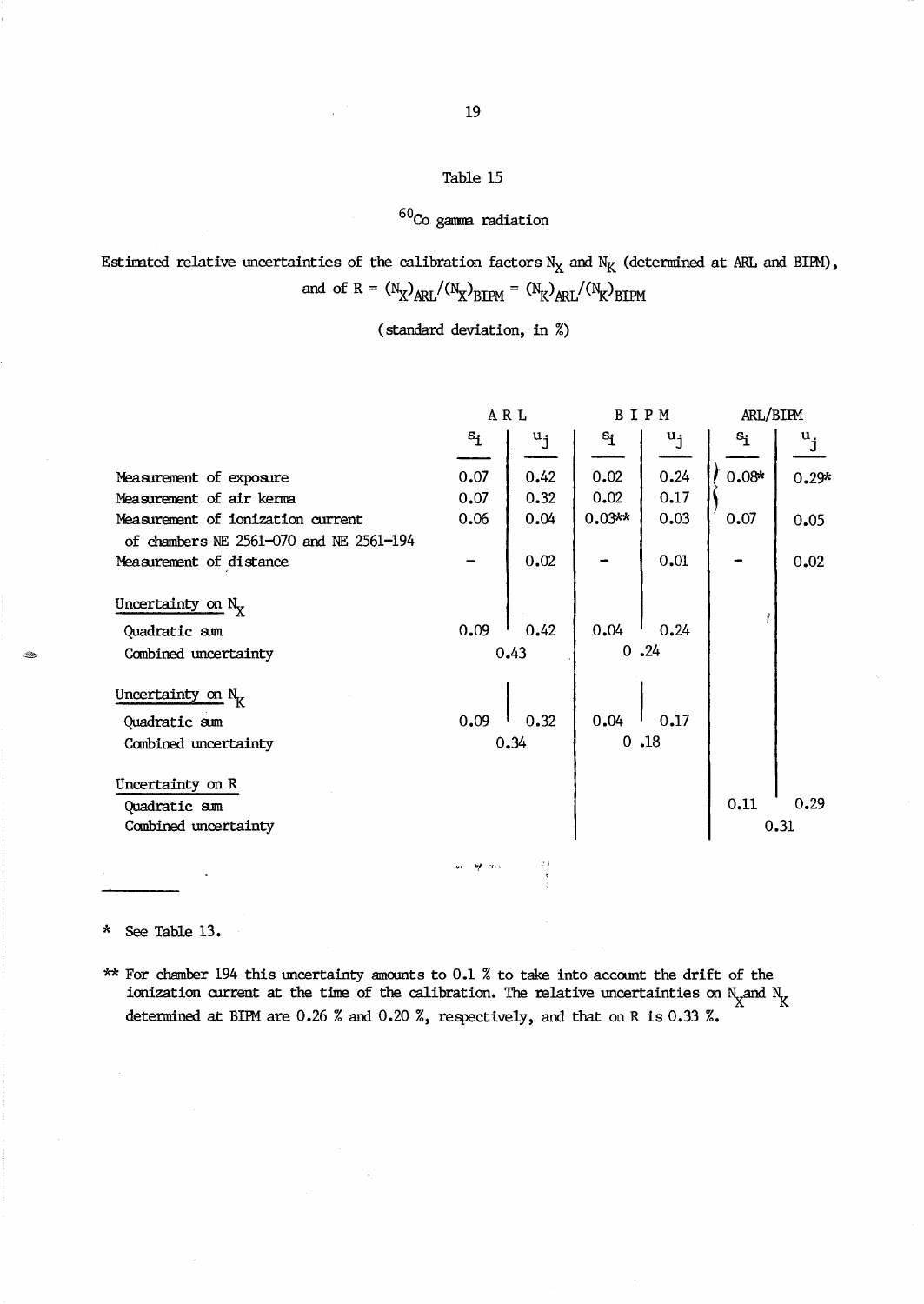Table 15

$^{60}$Co gamma radiation

Estimated relative uncertainties of the calibration factors $N_X$ and $N_K$ (determined at ARL and BIPM), and of $R = (N_X)_{ARL}/(N_X)_{BIPM} = (N_K)_{ARL}/(N_K)_{BIPM}$

(standard deviation, in %)

| | ARL | | BIPM | | ARL/BIPM | |
|---|---|---|---|---|---|---|
| | $s_i$ | $u_j$ | $s_i$ | $u_j$ | $s_i$ | $u_j$ |
| Measurement of exposure | 0.07 | 0.42 | 0.02 | 0.24 | 0.08* | 0.29* |
| Measurement of air kerma | 0.07 | 0.32 | 0.02 | 0.17 | | |
| Measurement of ionization current of chambers NE 2561-070 and NE 2561-194 | 0.06 | 0.04 | 0.03** | 0.03 | 0.07 | 0.05 |
| Measurement of distance | – | 0.02 | – | 0.01 | – | 0.02 |
| Uncertainty on $N_X$ | | | | | | |
| Quadratic sum | 0.09 | 0.42 | 0.04 | 0.24 | | |
| Combined uncertainty | 0.43 | | 0.24 | | | |
| Uncertainty on $N_K$ | | | | | | |
| Quadratic sum | 0.09 | 0.32 | 0.04 | 0.17 | | |
| Combined uncertainty | 0.34 | | 0.18 | | | |
| Uncertainty on R | | | | | | |
| Quadratic sum | | | | | 0.11 | 0.29 |
| Combined uncertainty | | | | | 0.31 | |

\* See Table 13.

** For chamber 194 this uncertainty amounts to 0.1 % to take into account the drift of the ionization current at the time of the calibration. The relative uncertainties on $N_X$ and $N_K$ determined at BIPM are 0.26 % and 0.20 %, respectively, and that on R is 0.33 %.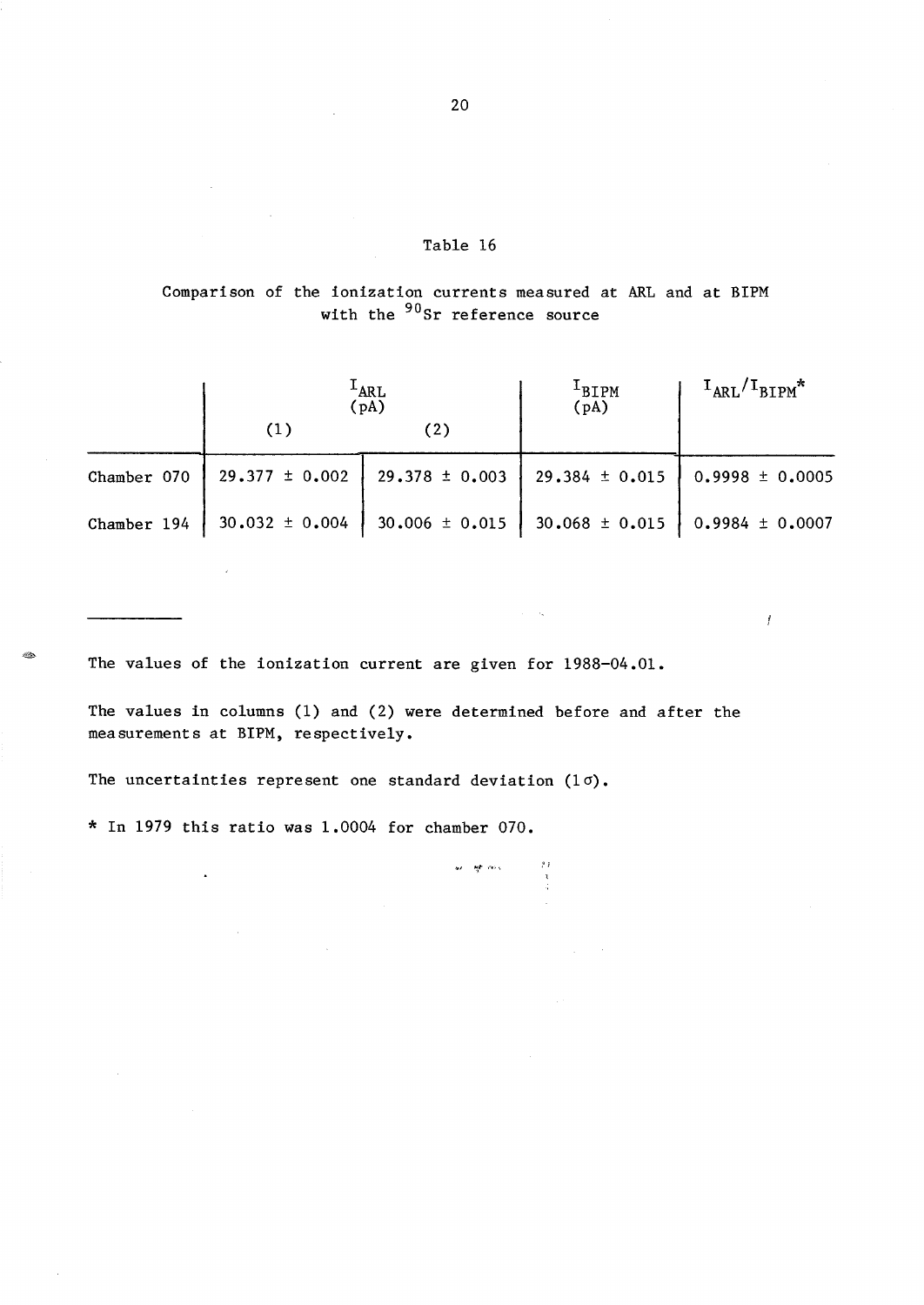Table 16

Comparison of the ionization currents measured at ARL and at BIPM with the $^{90}Sr$ reference source

| | $I_{ARL}$ (pA) | | $I_{BIPM}$ (pA) | $I_{ARL}/I_{BIPM}$* |
|---|---|---|---|---|
| | (1) | (2) | | |
| Chamber 070 | 29.377 ± 0.002 | 29.378 ± 0.003 | 29.384 ± 0.015 | 0.9998 ± 0.0005 |
| Chamber 194 | 30.032 ± 0.004 | 30.006 ± 0.015 | 30.068 ± 0.015 | 0.9984 ± 0.0007 |

The values of the ionization current are given for 1988-04.01.

The values in columns (1) and (2) were determined before and after the measurements at BIPM, respectively.

The uncertainties represent one standard deviation ($1\sigma$).

* In 1979 this ratio was 1.0004 for chamber 070.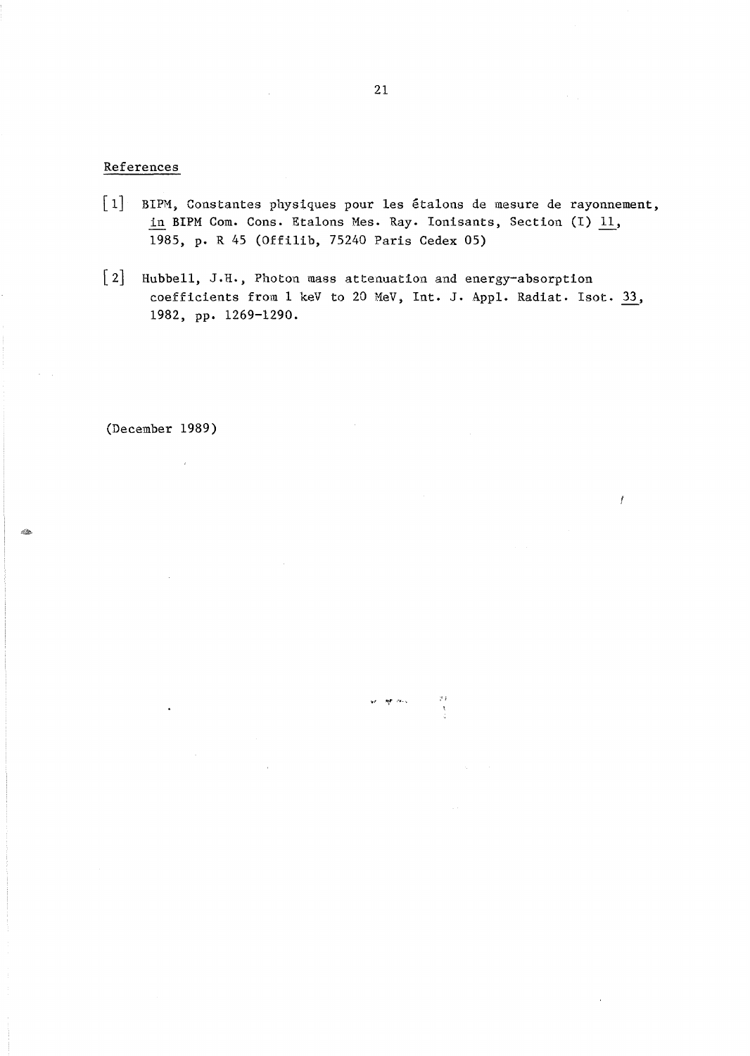## References

[1] BIPM, Constantes physiques pour les étalons de mesure de rayonnement, *in* BIPM Com. Cons. Etalons Mes. Ray. Ionisants, Section (I) 11, 1985, p. R 45 (Offilib, 75240 Paris Cedex 05)

[2] Hubbell, J.H., Photon mass attenuation and energy-absorption coefficients from 1 keV to 20 MeV, Int. J. Appl. Radiat. Isot. 33, 1982, pp. 1269-1290.

(December 1989)